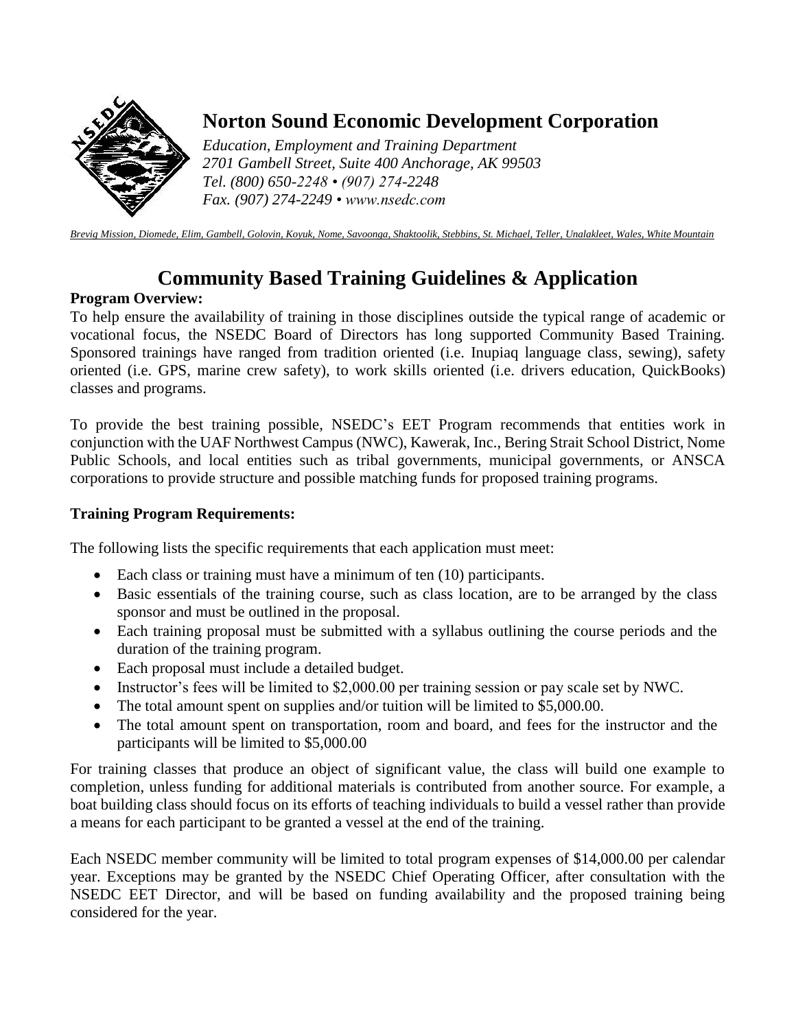# Norton Sound Economic Development Corporation

*Education, Employment and Training Department*
*2701 Gambell Street, Suite 400 Anchorage, AK 99503*
*Tel. (800) 650-2248 • (907) 274-2248*
*Fax. (907) 274-2249 • www.nsedc.com*

*Brevig Mission, Diomede, Elim, Gambell, Golovin, Koyuk, Nome, Savoonga, Shaktoolik, Stebbins, St. Michael, Teller, Unalakleet, Wales, White Mountain*

## Community Based Training Guidelines & Application

**Program Overview:**

To help ensure the availability of training in those disciplines outside the typical range of academic or vocational focus, the NSEDC Board of Directors has long supported Community Based Training. Sponsored trainings have ranged from tradition oriented (i.e. Inupiaq language class, sewing), safety oriented (i.e. GPS, marine crew safety), to work skills oriented (i.e. drivers education, QuickBooks) classes and programs.

To provide the best training possible, NSEDC's EET Program recommends that entities work in conjunction with the UAF Northwest Campus (NWC), Kawerak, Inc., Bering Strait School District, Nome Public Schools, and local entities such as tribal governments, municipal governments, or ANSCA corporations to provide structure and possible matching funds for proposed training programs.

**Training Program Requirements:**

The following lists the specific requirements that each application must meet:

- Each class or training must have a minimum of ten (10) participants.
- Basic essentials of the training course, such as class location, are to be arranged by the class sponsor and must be outlined in the proposal.
- Each training proposal must be submitted with a syllabus outlining the course periods and the duration of the training program.
- Each proposal must include a detailed budget.
- Instructor's fees will be limited to $2,000.00 per training session or pay scale set by NWC.
- The total amount spent on supplies and/or tuition will be limited to $5,000.00.
- The total amount spent on transportation, room and board, and fees for the instructor and the participants will be limited to $5,000.00

For training classes that produce an object of significant value, the class will build one example to completion, unless funding for additional materials is contributed from another source. For example, a boat building class should focus on its efforts of teaching individuals to build a vessel rather than provide a means for each participant to be granted a vessel at the end of the training.

Each NSEDC member community will be limited to total program expenses of $14,000.00 per calendar year. Exceptions may be granted by the NSEDC Chief Operating Officer, after consultation with the NSEDC EET Director, and will be based on funding availability and the proposed training being considered for the year.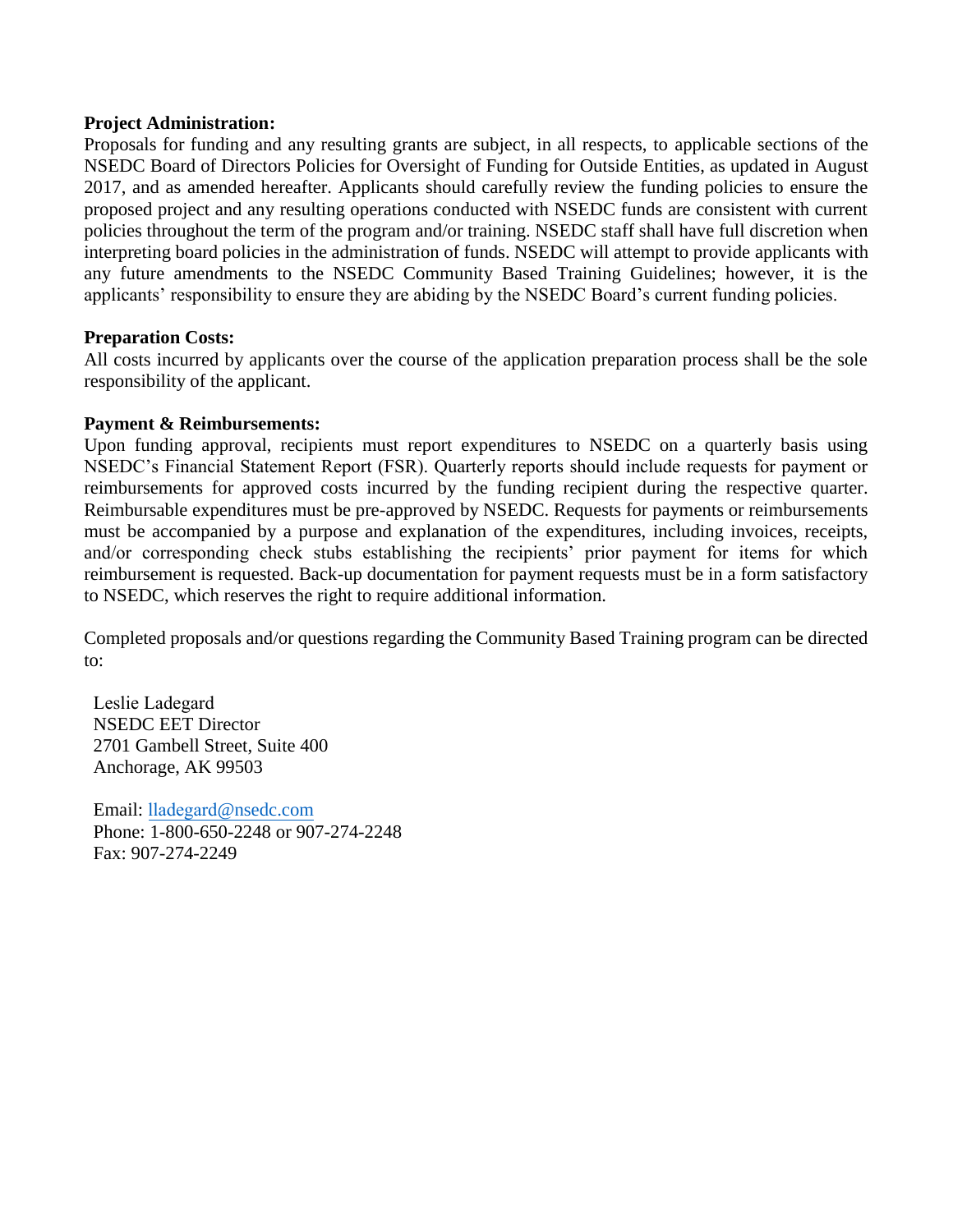**Project Administration:**

Proposals for funding and any resulting grants are subject, in all respects, to applicable sections of the NSEDC Board of Directors Policies for Oversight of Funding for Outside Entities, as updated in August 2017, and as amended hereafter. Applicants should carefully review the funding policies to ensure the proposed project and any resulting operations conducted with NSEDC funds are consistent with current policies throughout the term of the program and/or training. NSEDC staff shall have full discretion when interpreting board policies in the administration of funds. NSEDC will attempt to provide applicants with any future amendments to the NSEDC Community Based Training Guidelines; however, it is the applicants' responsibility to ensure they are abiding by the NSEDC Board's current funding policies.

**Preparation Costs:**

All costs incurred by applicants over the course of the application preparation process shall be the sole responsibility of the applicant.

**Payment & Reimbursements:**

Upon funding approval, recipients must report expenditures to NSEDC on a quarterly basis using NSEDC's Financial Statement Report (FSR). Quarterly reports should include requests for payment or reimbursements for approved costs incurred by the funding recipient during the respective quarter. Reimbursable expenditures must be pre-approved by NSEDC. Requests for payments or reimbursements must be accompanied by a purpose and explanation of the expenditures, including invoices, receipts, and/or corresponding check stubs establishing the recipients' prior payment for items for which reimbursement is requested. Back-up documentation for payment requests must be in a form satisfactory to NSEDC, which reserves the right to require additional information.

Completed proposals and/or questions regarding the Community Based Training program can be directed to:

Leslie Ladegard
NSEDC EET Director
2701 Gambell Street, Suite 400
Anchorage, AK 99503

Email: lladegard@nsedc.com
Phone: 1-800-650-2248 or 907-274-2248
Fax: 907-274-2249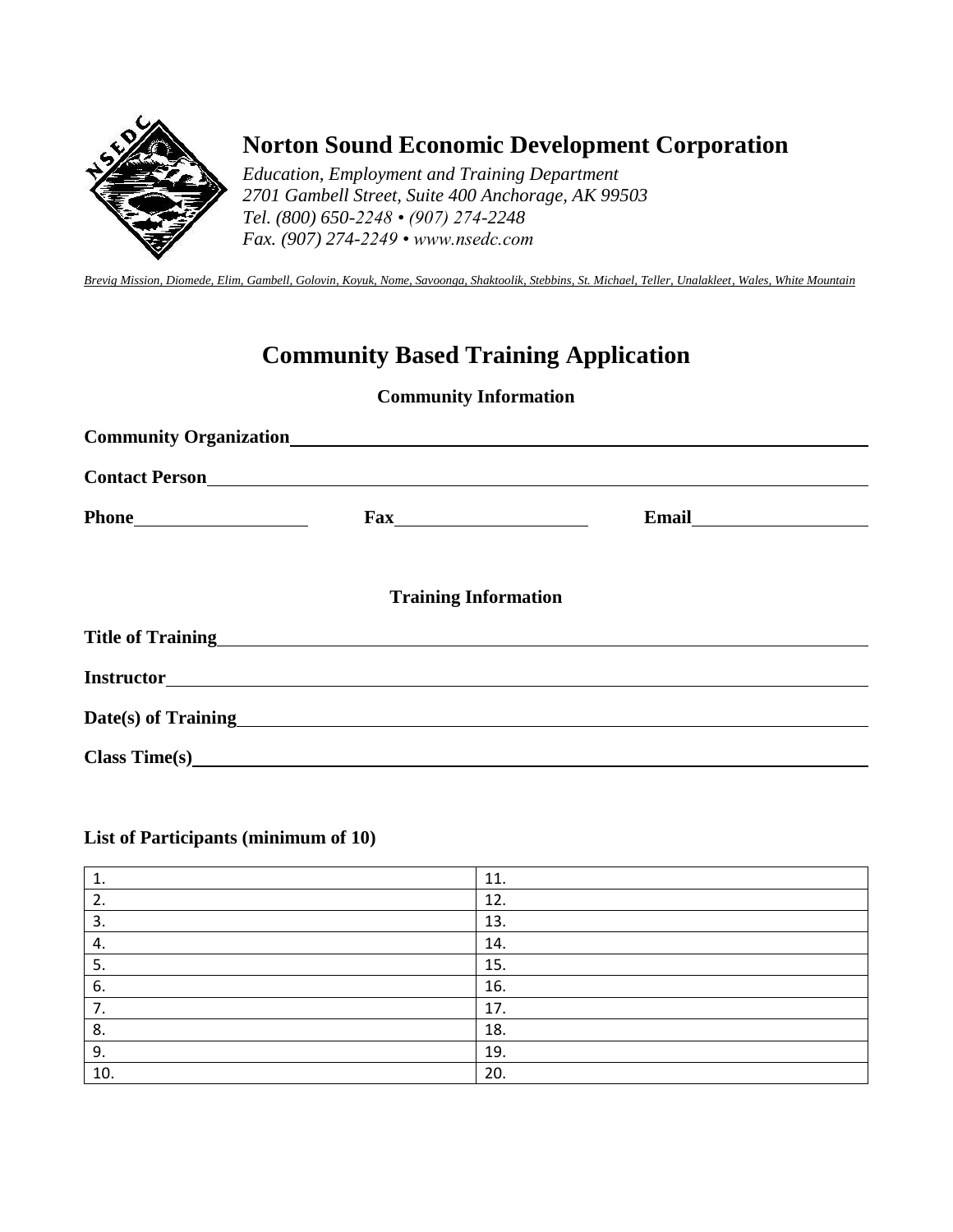# Norton Sound Economic Development Corporation

*Education, Employment and Training Department*
*2701 Gambell Street, Suite 400 Anchorage, AK 99503*
*Tel. (800) 650-2248 • (907) 274-2248*
*Fax. (907) 274-2249 • www.nsedc.com*

*Brevig Mission, Diomede, Elim, Gambell, Golovin, Koyuk, Nome, Savoonga, Shaktoolik, Stebbins, St. Michael, Teller, Unalakleet, Wales, White Mountain*

## Community Based Training Application

### Community Information

**Community Organization**\_\_\_\_\_\_\_\_\_\_\_\_\_\_\_\_\_\_\_\_\_\_\_\_\_\_\_\_\_\_\_\_\_\_\_\_

**Contact Person**\_\_\_\_\_\_\_\_\_\_\_\_\_\_\_\_\_\_\_\_\_\_\_\_\_\_\_\_\_\_\_\_\_\_\_\_

**Phone**\_\_\_\_\_\_\_\_\_\_\_\_\_\_ **Fax**\_\_\_\_\_\_\_\_\_\_\_\_\_\_ **Email**\_\_\_\_\_\_\_\_\_\_\_\_\_\_

### Training Information

**Title of Training**\_\_\_\_\_\_\_\_\_\_\_\_\_\_\_\_\_\_\_\_\_\_\_\_\_\_\_\_\_\_\_\_\_\_\_\_

**Instructor**\_\_\_\_\_\_\_\_\_\_\_\_\_\_\_\_\_\_\_\_\_\_\_\_\_\_\_\_\_\_\_\_\_\_\_\_

**Date(s) of Training**\_\_\_\_\_\_\_\_\_\_\_\_\_\_\_\_\_\_\_\_\_\_\_\_\_\_\_\_\_\_\_\_\_\_\_\_

**Class Time(s)**\_\_\_\_\_\_\_\_\_\_\_\_\_\_\_\_\_\_\_\_\_\_\_\_\_\_\_\_\_\_\_\_\_\_\_\_

**List of Participants (minimum of 10)**

| | |
|---|---|
| 1. | 11. |
| 2. | 12. |
| 3. | 13. |
| 4. | 14. |
| 5. | 15. |
| 6. | 16. |
| 7. | 17. |
| 8. | 18. |
| 9. | 19. |
| 10. | 20. |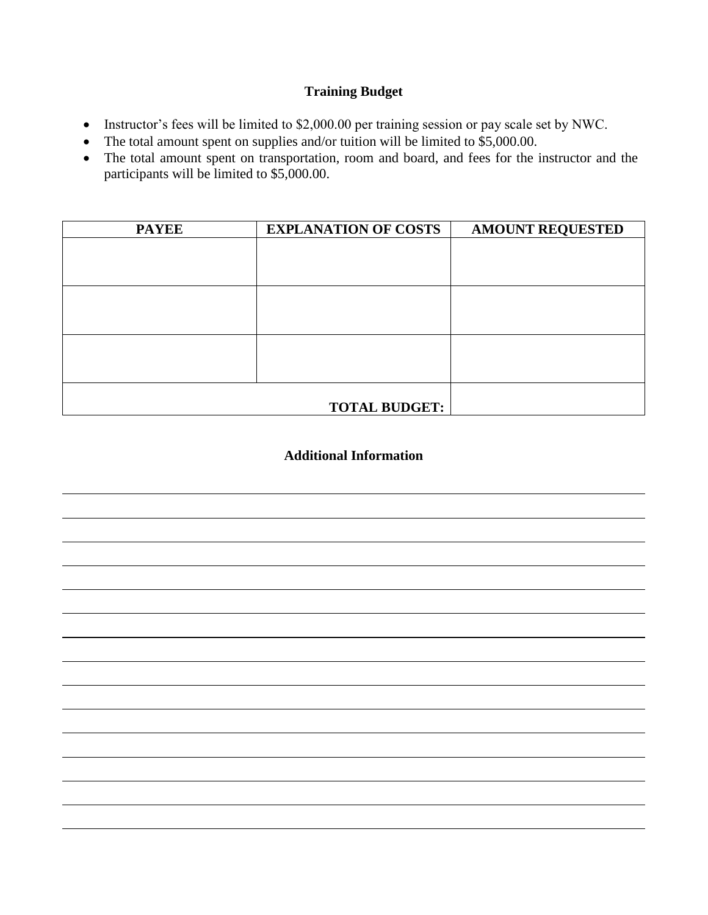## Training Budget

- Instructor's fees will be limited to $2,000.00 per training session or pay scale set by NWC.
- The total amount spent on supplies and/or tuition will be limited to $5,000.00.
- The total amount spent on transportation, room and board, and fees for the instructor and the participants will be limited to $5,000.00.

| PAYEE | EXPLANATION OF COSTS | AMOUNT REQUESTED |
|---|---|---|
| | | |
| | | |
| | | |
| | **TOTAL BUDGET:** | |

## Additional Information